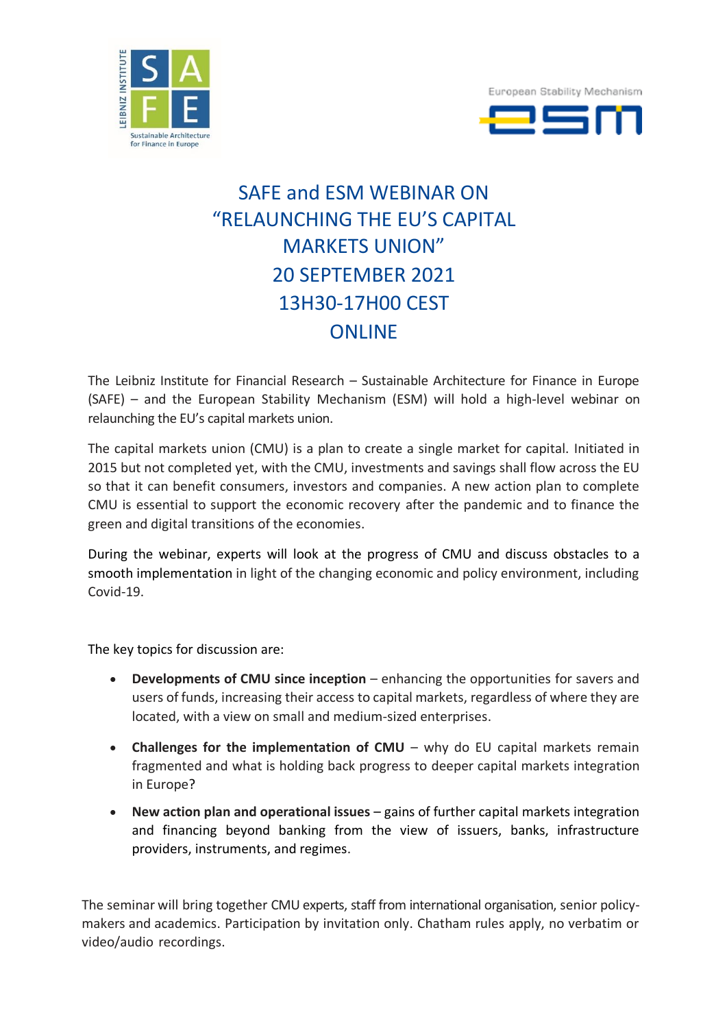# SAFE and ESM WEBINAR ON "RELAUNCHING THE EU'S CAPITAL MARKETS UNION"

## 20 SEPTEMBER 2021

## 13H30-17H00 CEST

## ONLINE

The Leibniz Institute for Financial Research – Sustainable Architecture for Finance in Europe (SAFE) – and the European Stability Mechanism (ESM) will hold a high-level webinar on relaunching the EU's capital markets union.

The capital markets union (CMU) is a plan to create a single market for capital. Initiated in 2015 but not completed yet, with the CMU, investments and savings shall flow across the EU so that it can benefit consumers, investors and companies. A new action plan to complete CMU is essential to support the economic recovery after the pandemic and to finance the green and digital transitions of the economies.

During the webinar, experts will look at the progress of CMU and discuss obstacles to a smooth implementation in light of the changing economic and policy environment, including Covid-19.

The key topics for discussion are:

- **Developments of CMU since inception** – enhancing the opportunities for savers and users of funds, increasing their access to capital markets, regardless of where they are located, with a view on small and medium-sized enterprises.
- **Challenges for the implementation of CMU** – why do EU capital markets remain fragmented and what is holding back progress to deeper capital markets integration in Europe?
- **New action plan and operational issues** – gains of further capital markets integration and financing beyond banking from the view of issuers, banks, infrastructure providers, instruments, and regimes.

The seminar will bring together CMU experts, staff from international organisation, senior policy-makers and academics. Participation by invitation only. Chatham rules apply, no verbatim or video/audio recordings.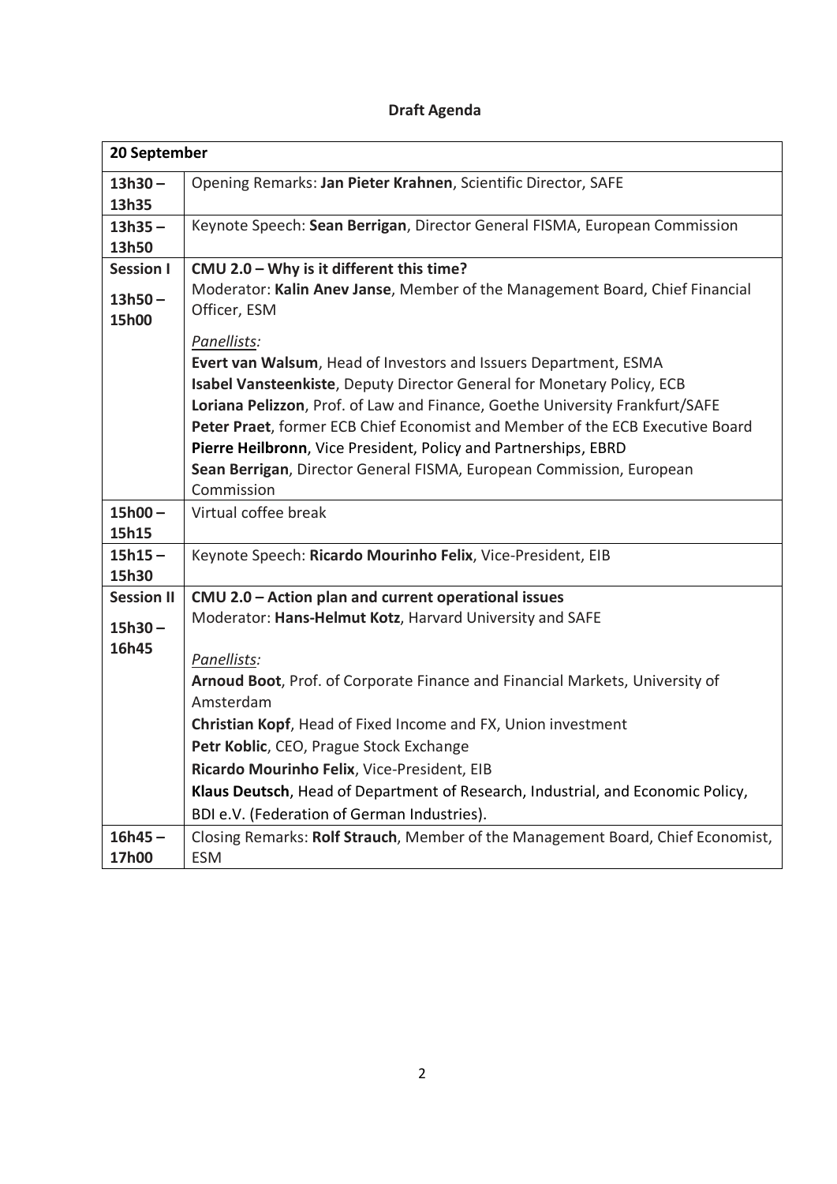**Draft Agenda**

| 20 September | |
|---|---|
| 13h30 – 13h35 | Opening Remarks: **Jan Pieter Krahnen**, Scientific Director, SAFE |
| 13h35 – 13h50 | Keynote Speech: **Sean Berrigan**, Director General FISMA, European Commission |
| **Session I** 13h50 – 15h00 | **CMU 2.0 – Why is it different this time?**<br>Moderator: **Kalin Anev Janse**, Member of the Management Board, Chief Financial Officer, ESM<br><br>*Panellists:*<br>**Evert van Walsum**, Head of Investors and Issuers Department, ESMA<br>**Isabel Vansteenkiste**, Deputy Director General for Monetary Policy, ECB<br>**Loriana Pelizzon**, Prof. of Law and Finance, Goethe University Frankfurt/SAFE<br>**Peter Praet**, former ECB Chief Economist and Member of the ECB Executive Board<br>**Pierre Heilbronn**, Vice President, Policy and Partnerships, EBRD<br>**Sean Berrigan**, Director General FISMA, European Commission, European Commission |
| 15h00 – 15h15 | Virtual coffee break |
| 15h15 – 15h30 | Keynote Speech: **Ricardo Mourinho Felix**, Vice-President, EIB |
| **Session II** 15h30 – 16h45 | **CMU 2.0 – Action plan and current operational issues**<br>Moderator: **Hans-Helmut Kotz**, Harvard University and SAFE<br><br>*Panellists:*<br>**Arnoud Boot**, Prof. of Corporate Finance and Financial Markets, University of Amsterdam<br>**Christian Kopf**, Head of Fixed Income and FX, Union investment<br>**Petr Koblic**, CEO, Prague Stock Exchange<br>**Ricardo Mourinho Felix**, Vice-President, EIB<br>**Klaus Deutsch**, Head of Department of Research, Industrial, and Economic Policy, BDI e.V. (Federation of German Industries). |
| 16h45 – 17h00 | Closing Remarks: **Rolf Strauch**, Member of the Management Board, Chief Economist, ESM |